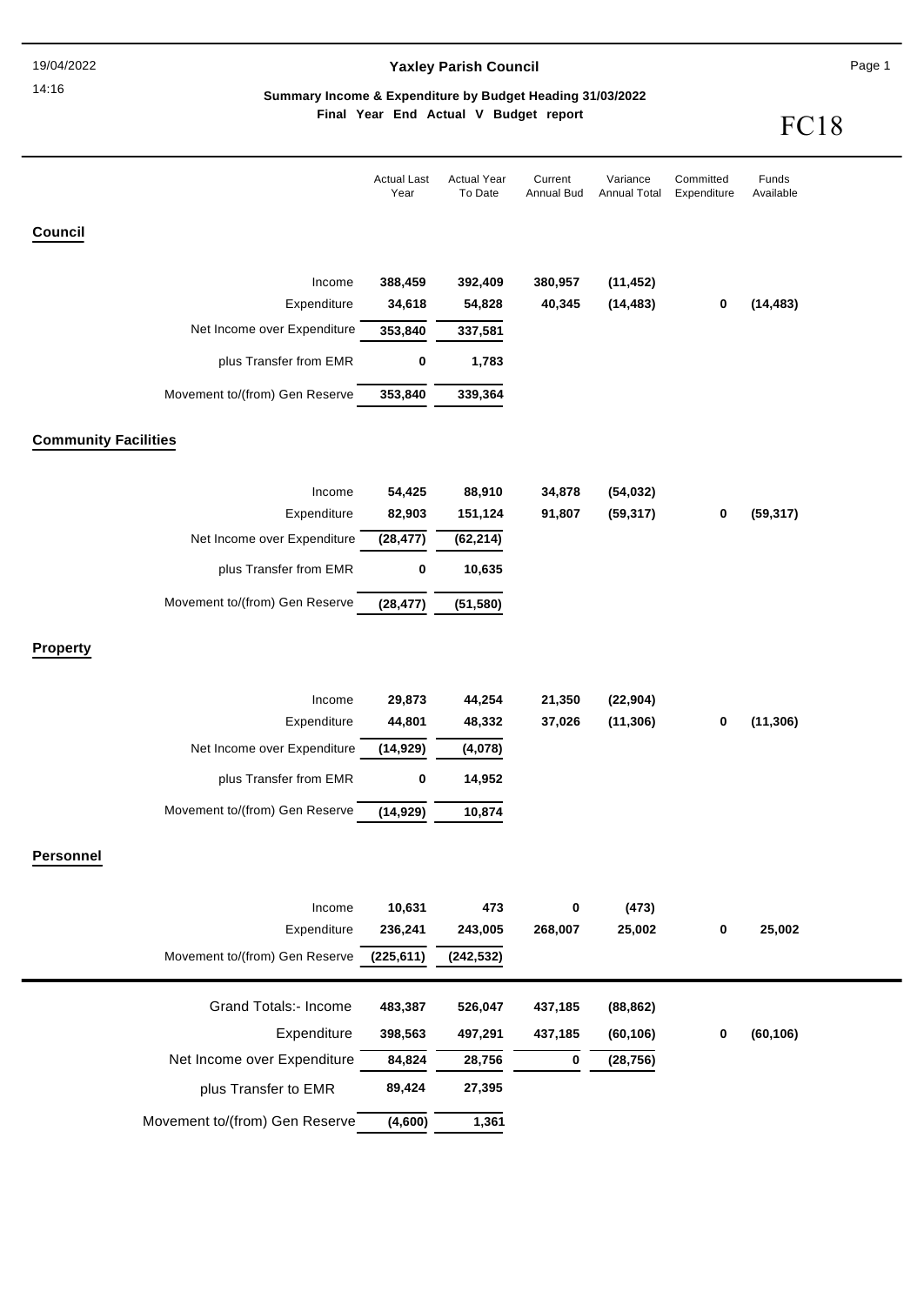19/04/2022

14:16

# Yaxley Parish Council

**Summary Income & Expenditure by Budget Heading 31/03/2022**

**Final Year End Actual V Budget report**

FC18

| | Actual Last Year | Actual Year To Date | Current Annual Bud | Variance Annual Total | Committed Expenditure | Funds Available |
|---|---|---|---|---|---|---|
| **Council** | | | | | | |
| Income | **388,459** | **392,409** | **380,957** | **(11,452)** | | |
| Expenditure | **34,618** | **54,828** | **40,345** | **(14,483)** | **0** | **(14,483)** |
| Net Income over Expenditure | **353,840** | **337,581** | | | | |
| plus Transfer from EMR | **0** | **1,783** | | | | |
| Movement to/(from) Gen Reserve | **353,840** | **339,364** | | | | |
| **Community Facilities** | | | | | | |
| Income | **54,425** | **88,910** | **34,878** | **(54,032)** | | |
| Expenditure | **82,903** | **151,124** | **91,807** | **(59,317)** | **0** | **(59,317)** |
| Net Income over Expenditure | **(28,477)** | **(62,214)** | | | | |
| plus Transfer from EMR | **0** | **10,635** | | | | |
| Movement to/(from) Gen Reserve | **(28,477)** | **(51,580)** | | | | |
| **Property** | | | | | | |
| Income | **29,873** | **44,254** | **21,350** | **(22,904)** | | |
| Expenditure | **44,801** | **48,332** | **37,026** | **(11,306)** | **0** | **(11,306)** |
| Net Income over Expenditure | **(14,929)** | **(4,078)** | | | | |
| plus Transfer from EMR | **0** | **14,952** | | | | |
| Movement to/(from) Gen Reserve | **(14,929)** | **10,874** | | | | |
| **Personnel** | | | | | | |
| Income | **10,631** | **473** | **0** | **(473)** | | |
| Expenditure | **236,241** | **243,005** | **268,007** | **25,002** | **0** | **25,002** |
| Movement to/(from) Gen Reserve | **(225,611)** | **(242,532)** | | | | |
| Grand Totals:- Income | **483,387** | **526,047** | **437,185** | **(88,862)** | | |
| Expenditure | **398,563** | **497,291** | **437,185** | **(60,106)** | **0** | **(60,106)** |
| Net Income over Expenditure | **84,824** | **28,756** | **0** | **(28,756)** | | |
| plus Transfer to EMR | **89,424** | **27,395** | | | | |
| Movement to/(from) Gen Reserve | **(4,600)** | **1,361** | | | | |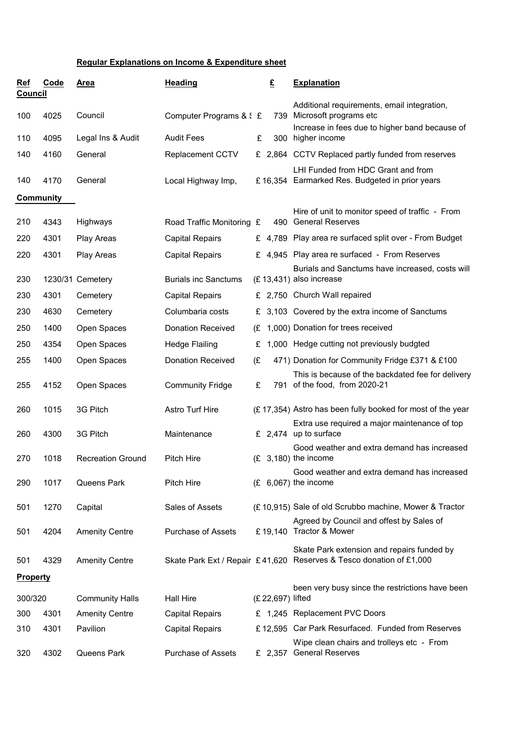**Regular Explanations on Income & Expenditure sheet**

| Ref | Code | Area | Heading | £ | Explanation |
|---|---|---|---|---|---|
| **Council** | | | | | |
| 100 | 4025 | Council | Computer Programs & ! | £ 739 | Additional requirements, email integration, Microsoft programs etc |
| 110 | 4095 | Legal Ins & Audit | Audit Fees | £ 300 | Increase in fees due to higher band because of higher income |
| 140 | 4160 | General | Replacement CCTV | £ 2,864 | CCTV Replaced partly funded from reserves |
| 140 | 4170 | General | Local Highway Imp, | £ 16,354 | LHI Funded from HDC Grant and from Earmarked Res. Budgeted in prior years |
| **Community** | | | | | |
| 210 | 4343 | Highways | Road Traffic Monitoring | £ 490 | Hire of unit to monitor speed of traffic - From General Reserves |
| 220 | 4301 | Play Areas | Capital Repairs | £ 4,789 | Play area re surfaced split over - From Budget |
| 220 | 4301 | Play Areas | Capital Repairs | £ 4,945 | Play area re surfaced - From Reserves |
| 230 | 1230/31 | Cemetery | Burials inc Sanctums | (£ 13,431) | Burials and Sanctums have increased, costs will also increase |
| 230 | 4301 | Cemetery | Capital Repairs | £ 2,750 | Church Wall repaired |
| 230 | 4630 | Cemetery | Columbaria costs | £ 3,103 | Covered by the extra income of Sanctums |
| 250 | 1400 | Open Spaces | Donation Received | (£ 1,000) | Donation for trees received |
| 250 | 4354 | Open Spaces | Hedge Flailing | £ 1,000 | Hedge cutting not previously budgted |
| 255 | 1400 | Open Spaces | Donation Received | (£ 471) | Donation for Community Fridge £371 & £100 |
| 255 | 4152 | Open Spaces | Community Fridge | £ 791 | This is because of the backdated fee for delivery of the food, from 2020-21 |
| 260 | 1015 | 3G Pitch | Astro Turf Hire | (£ 17,354) | Astro has been fully booked for most of the year |
| 260 | 4300 | 3G Pitch | Maintenance | £ 2,474 | Extra use required a major maintenance of top up to surface |
| 270 | 1018 | Recreation Ground | Pitch Hire | (£ 3,180) | Good weather and extra demand has increased the income |
| 290 | 1017 | Queens Park | Pitch Hire | (£ 6,067) | Good weather and extra demand has increased the income |
| 501 | 1270 | Capital | Sales of Assets | (£ 10,915) | Sale of old Scrubbo machine, Mower & Tractor |
| 501 | 4204 | Amenity Centre | Purchase of Assets | £ 19,140 | Agreed by Council and offest by Sales of Tractor & Mower |
| 501 | 4329 | Amenity Centre | Skate Park Ext / Repair | £ 41,620 | Skate Park extension and repairs funded by Reserves & Tesco donation of £1,000 |
| **Property** | | | | | |
| 300/320 | | Community Halls | Hall Hire | (£ 22,697) | been very busy since the restrictions have been lifted |
| 300 | 4301 | Amenity Centre | Capital Repairs | £ 1,245 | Replacement PVC Doors |
| 310 | 4301 | Pavilion | Capital Repairs | £ 12,595 | Car Park Resurfaced. Funded from Reserves |
| 320 | 4302 | Queens Park | Purchase of Assets | £ 2,357 | Wipe clean chairs and trolleys etc - From General Reserves |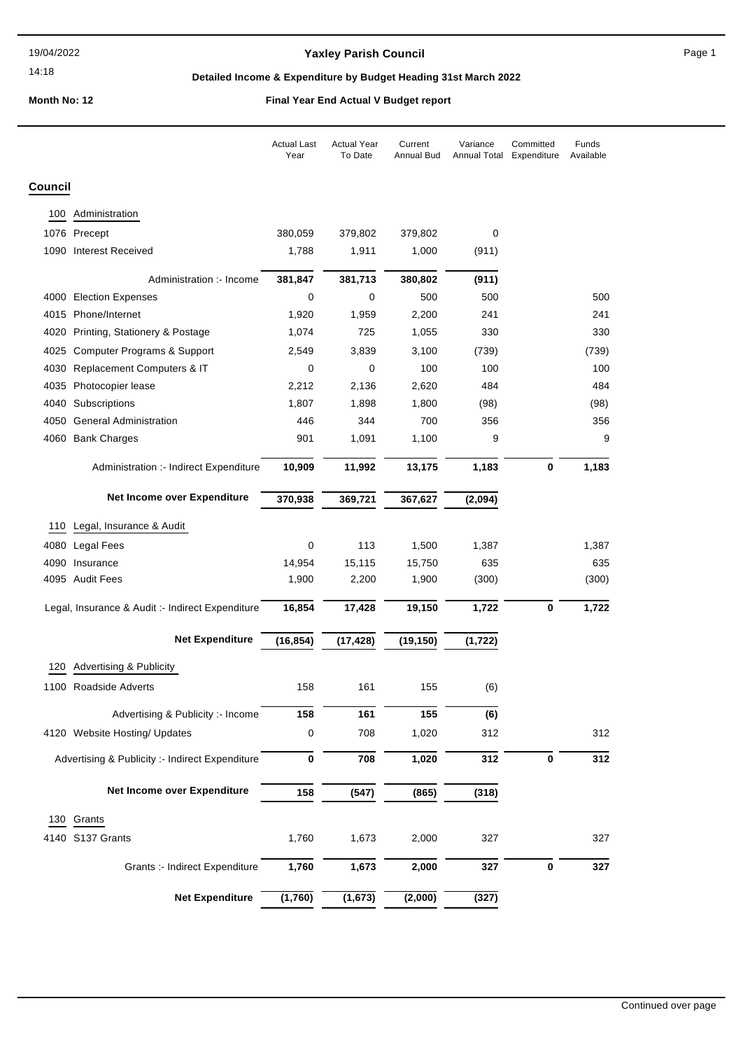# Yaxley Parish Council

## Detailed Income & Expenditure by Budget Heading 31st March 2022

**Month No: 12** — **Final Year End Actual V Budget report**

| | | Actual Last Year | Actual Year To Date | Current Annual Bud | Variance Annual Total | Committed Expenditure | Funds Available |
|---|---|---|---|---|---|---|---|
| **Council** | | | | | | | |
| 100 | Administration | | | | | | |
| 1076 | Precept | 380,059 | 379,802 | 379,802 | 0 | | |
| 1090 | Interest Received | 1,788 | 1,911 | 1,000 | (911) | | |
| | Administration :- Income | **381,847** | **381,713** | **380,802** | **(911)** | | |
| 4000 | Election Expenses | 0 | 0 | 500 | 500 | | 500 |
| 4015 | Phone/Internet | 1,920 | 1,959 | 2,200 | 241 | | 241 |
| 4020 | Printing, Stationery & Postage | 1,074 | 725 | 1,055 | 330 | | 330 |
| 4025 | Computer Programs & Support | 2,549 | 3,839 | 3,100 | (739) | | (739) |
| 4030 | Replacement Computers & IT | 0 | 0 | 100 | 100 | | 100 |
| 4035 | Photocopier lease | 2,212 | 2,136 | 2,620 | 484 | | 484 |
| 4040 | Subscriptions | 1,807 | 1,898 | 1,800 | (98) | | (98) |
| 4050 | General Administration | 446 | 344 | 700 | 356 | | 356 |
| 4060 | Bank Charges | 901 | 1,091 | 1,100 | 9 | | 9 |
| | Administration :- Indirect Expenditure | **10,909** | **11,992** | **13,175** | **1,183** | **0** | **1,183** |
| | **Net Income over Expenditure** | **370,938** | **369,721** | **367,627** | **(2,094)** | | |
| 110 | Legal, Insurance & Audit | | | | | | |
| 4080 | Legal Fees | 0 | 113 | 1,500 | 1,387 | | 1,387 |
| 4090 | Insurance | 14,954 | 15,115 | 15,750 | 635 | | 635 |
| 4095 | Audit Fees | 1,900 | 2,200 | 1,900 | (300) | | (300) |
| | Legal, Insurance & Audit :- Indirect Expenditure | **16,854** | **17,428** | **19,150** | **1,722** | **0** | **1,722** |
| | **Net Expenditure** | **(16,854)** | **(17,428)** | **(19,150)** | **(1,722)** | | |
| 120 | Advertising & Publicity | | | | | | |
| 1100 | Roadside Adverts | 158 | 161 | 155 | (6) | | |
| | Advertising & Publicity :- Income | **158** | **161** | **155** | **(6)** | | |
| 4120 | Website Hosting/ Updates | 0 | 708 | 1,020 | 312 | | 312 |
| | Advertising & Publicity :- Indirect Expenditure | **0** | **708** | **1,020** | **312** | **0** | **312** |
| | **Net Income over Expenditure** | **158** | **(547)** | **(865)** | **(318)** | | |
| 130 | Grants | | | | | | |
| 4140 | S137 Grants | 1,760 | 1,673 | 2,000 | 327 | | 327 |
| | Grants :- Indirect Expenditure | **1,760** | **1,673** | **2,000** | **327** | **0** | **327** |
| | **Net Expenditure** | **(1,760)** | **(1,673)** | **(2,000)** | **(327)** | | |

Continued over page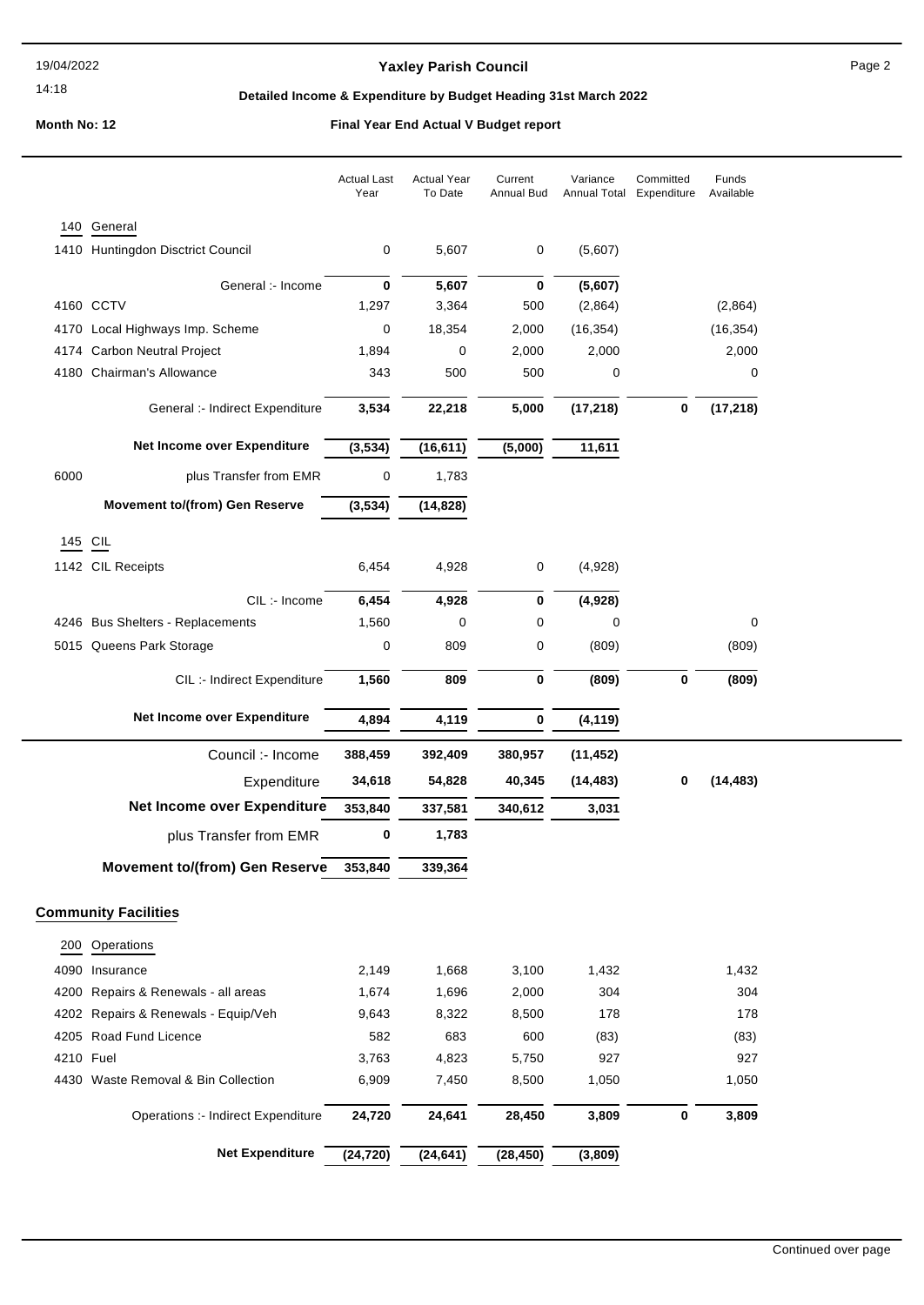**Yaxley Parish Council**

**Detailed Income & Expenditure by Budget Heading 31st March 2022**

**Month No: 12** **Final Year End Actual V Budget report**

| | | Actual Last Year | Actual Year To Date | Current Annual Bud | Variance Annual Total | Committed Expenditure | Funds Available |
|---|---|---|---|---|---|---|---|
| 140 | General | | | | | | |
| 1410 | Huntingdon Disctrict Council | 0 | 5,607 | 0 | (5,607) | | |
| | General :- Income | **0** | **5,607** | **0** | **(5,607)** | | |
| 4160 | CCTV | 1,297 | 3,364 | 500 | (2,864) | | (2,864) |
| 4170 | Local Highways Imp. Scheme | 0 | 18,354 | 2,000 | (16,354) | | (16,354) |
| 4174 | Carbon Neutral Project | 1,894 | 0 | 2,000 | 2,000 | | 2,000 |
| 4180 | Chairman's Allowance | 343 | 500 | 500 | 0 | | 0 |
| | General :- Indirect Expenditure | **3,534** | **22,218** | **5,000** | **(17,218)** | **0** | **(17,218)** |
| | **Net Income over Expenditure** | **(3,534)** | **(16,611)** | **(5,000)** | **11,611** | | |
| 6000 | plus Transfer from EMR | 0 | 1,783 | | | | |
| | **Movement to/(from) Gen Reserve** | **(3,534)** | **(14,828)** | | | | |
| 145 | CIL | | | | | | |
| 1142 | CIL Receipts | 6,454 | 4,928 | 0 | (4,928) | | |
| | CIL :- Income | **6,454** | **4,928** | **0** | **(4,928)** | | |
| 4246 | Bus Shelters - Replacements | 1,560 | 0 | 0 | 0 | | 0 |
| 5015 | Queens Park Storage | 0 | 809 | 0 | (809) | | (809) |
| | CIL :- Indirect Expenditure | **1,560** | **809** | **0** | **(809)** | **0** | **(809)** |
| | **Net Income over Expenditure** | **4,894** | **4,119** | **0** | **(4,119)** | | |
| | Council :- Income | **388,459** | **392,409** | **380,957** | **(11,452)** | | |
| | Expenditure | **34,618** | **54,828** | **40,345** | **(14,483)** | **0** | **(14,483)** |
| | **Net Income over Expenditure** | **353,840** | **337,581** | **340,612** | **3,031** | | |
| | plus Transfer from EMR | **0** | **1,783** | | | | |
| | **Movement to/(from) Gen Reserve** | **353,840** | **339,364** | | | | |

**Community Facilities**

| | | Actual Last Year | Actual Year To Date | Current Annual Bud | Variance Annual Total | Committed Expenditure | Funds Available |
|---|---|---|---|---|---|---|---|
| 200 | Operations | | | | | | |
| 4090 | Insurance | 2,149 | 1,668 | 3,100 | 1,432 | | 1,432 |
| 4200 | Repairs & Renewals - all areas | 1,674 | 1,696 | 2,000 | 304 | | 304 |
| 4202 | Repairs & Renewals - Equip/Veh | 9,643 | 8,322 | 8,500 | 178 | | 178 |
| 4205 | Road Fund Licence | 582 | 683 | 600 | (83) | | (83) |
| 4210 | Fuel | 3,763 | 4,823 | 5,750 | 927 | | 927 |
| 4430 | Waste Removal & Bin Collection | 6,909 | 7,450 | 8,500 | 1,050 | | 1,050 |
| | Operations :- Indirect Expenditure | **24,720** | **24,641** | **28,450** | **3,809** | **0** | **3,809** |
| | **Net Expenditure** | **(24,720)** | **(24,641)** | **(28,450)** | **(3,809)** | | |

Continued over page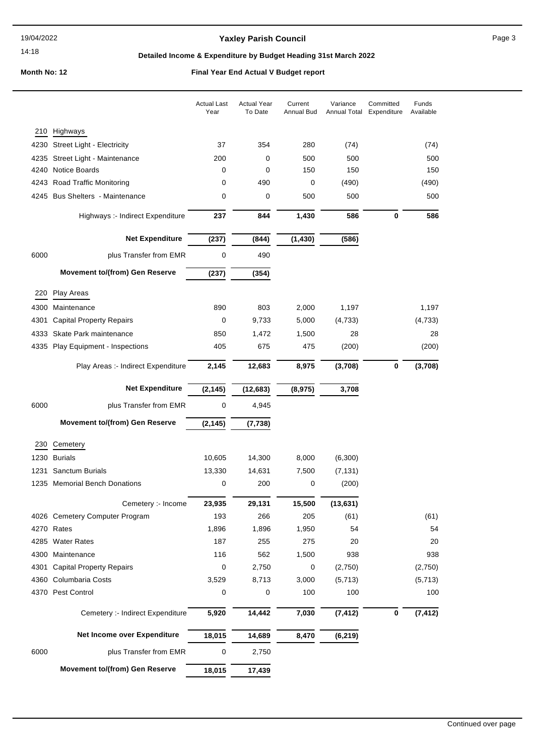# Yaxley Parish Council

## Detailed Income & Expenditure by Budget Heading 31st March 2022

**Month No: 12** **Final Year End Actual V Budget report**

| | | Actual Last Year | Actual Year To Date | Current Annual Bud | Variance Annual Total | Committed Expenditure | Funds Available |
|---|---|---|---|---|---|---|---|
| 210 | Highways | | | | | | |
| 4230 | Street Light - Electricity | 37 | 354 | 280 | (74) | | (74) |
| 4235 | Street Light - Maintenance | 200 | 0 | 500 | 500 | | 500 |
| 4240 | Notice Boards | 0 | 0 | 150 | 150 | | 150 |
| 4243 | Road Traffic Monitoring | 0 | 490 | 0 | (490) | | (490) |
| 4245 | Bus Shelters - Maintenance | 0 | 0 | 500 | 500 | | 500 |
| | Highways :- Indirect Expenditure | **237** | **844** | **1,430** | **586** | **0** | **586** |
| | **Net Expenditure** | **(237)** | **(844)** | **(1,430)** | **(586)** | | |
| 6000 | plus Transfer from EMR | 0 | 490 | | | | |
| | **Movement to/(from) Gen Reserve** | **(237)** | **(354)** | | | | |
| 220 | Play Areas | | | | | | |
| 4300 | Maintenance | 890 | 803 | 2,000 | 1,197 | | 1,197 |
| 4301 | Capital Property Repairs | 0 | 9,733 | 5,000 | (4,733) | | (4,733) |
| 4333 | Skate Park maintenance | 850 | 1,472 | 1,500 | 28 | | 28 |
| 4335 | Play Equipment - Inspections | 405 | 675 | 475 | (200) | | (200) |
| | Play Areas :- Indirect Expenditure | **2,145** | **12,683** | **8,975** | **(3,708)** | **0** | **(3,708)** |
| | **Net Expenditure** | **(2,145)** | **(12,683)** | **(8,975)** | **3,708** | | |
| 6000 | plus Transfer from EMR | 0 | 4,945 | | | | |
| | **Movement to/(from) Gen Reserve** | **(2,145)** | **(7,738)** | | | | |
| 230 | Cemetery | | | | | | |
| 1230 | Burials | 10,605 | 14,300 | 8,000 | (6,300) | | |
| 1231 | Sanctum Burials | 13,330 | 14,631 | 7,500 | (7,131) | | |
| 1235 | Memorial Bench Donations | 0 | 200 | 0 | (200) | | |
| | Cemetery :- Income | **23,935** | **29,131** | **15,500** | **(13,631)** | | |
| 4026 | Cemetery Computer Program | 193 | 266 | 205 | (61) | | (61) |
| 4270 | Rates | 1,896 | 1,896 | 1,950 | 54 | | 54 |
| 4285 | Water Rates | 187 | 255 | 275 | 20 | | 20 |
| 4300 | Maintenance | 116 | 562 | 1,500 | 938 | | 938 |
| 4301 | Capital Property Repairs | 0 | 2,750 | 0 | (2,750) | | (2,750) |
| 4360 | Columbaria Costs | 3,529 | 8,713 | 3,000 | (5,713) | | (5,713) |
| 4370 | Pest Control | 0 | 0 | 100 | 100 | | 100 |
| | Cemetery :- Indirect Expenditure | **5,920** | **14,442** | **7,030** | **(7,412)** | **0** | **(7,412)** |
| | **Net Income over Expenditure** | **18,015** | **14,689** | **8,470** | **(6,219)** | | |
| 6000 | plus Transfer from EMR | 0 | 2,750 | | | | |
| | **Movement to/(from) Gen Reserve** | **18,015** | **17,439** | | | | |

Continued over page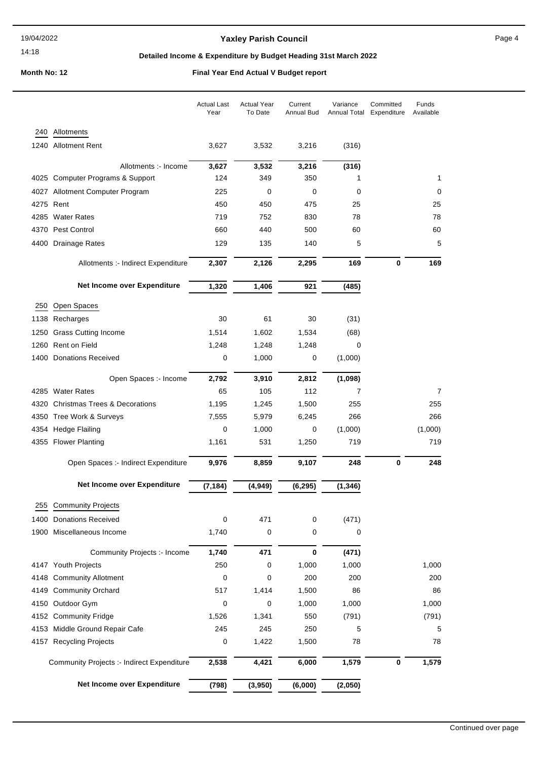# Yaxley Parish Council

## Detailed Income & Expenditure by Budget Heading 31st March 2022

**Month No: 12** — **Final Year End Actual V Budget report**

| | | Actual Last Year | Actual Year To Date | Current Annual Bud | Variance Annual Total | Committed Expenditure | Funds Available |
|---|---|---|---|---|---|---|---|
| **240** | **Allotments** | | | | | | |
| 1240 | Allotment Rent | 3,627 | 3,532 | 3,216 | (316) | | |
| | Allotments :- Income | **3,627** | **3,532** | **3,216** | **(316)** | | |
| 4025 | Computer Programs & Support | 124 | 349 | 350 | 1 | | 1 |
| 4027 | Allotment Computer Program | 225 | 0 | 0 | 0 | | 0 |
| 4275 | Rent | 450 | 450 | 475 | 25 | | 25 |
| 4285 | Water Rates | 719 | 752 | 830 | 78 | | 78 |
| 4370 | Pest Control | 660 | 440 | 500 | 60 | | 60 |
| 4400 | Drainage Rates | 129 | 135 | 140 | 5 | | 5 |
| | Allotments :- Indirect Expenditure | **2,307** | **2,126** | **2,295** | **169** | **0** | **169** |
| | **Net Income over Expenditure** | **1,320** | **1,406** | **921** | **(485)** | | |
| **250** | **Open Spaces** | | | | | | |
| 1138 | Recharges | 30 | 61 | 30 | (31) | | |
| 1250 | Grass Cutting Income | 1,514 | 1,602 | 1,534 | (68) | | |
| 1260 | Rent on Field | 1,248 | 1,248 | 1,248 | 0 | | |
| 1400 | Donations Received | 0 | 1,000 | 0 | (1,000) | | |
| | Open Spaces :- Income | **2,792** | **3,910** | **2,812** | **(1,098)** | | |
| 4285 | Water Rates | 65 | 105 | 112 | 7 | | 7 |
| 4320 | Christmas Trees & Decorations | 1,195 | 1,245 | 1,500 | 255 | | 255 |
| 4350 | Tree Work & Surveys | 7,555 | 5,979 | 6,245 | 266 | | 266 |
| 4354 | Hedge Flailing | 0 | 1,000 | 0 | (1,000) | | (1,000) |
| 4355 | Flower Planting | 1,161 | 531 | 1,250 | 719 | | 719 |
| | Open Spaces :- Indirect Expenditure | **9,976** | **8,859** | **9,107** | **248** | **0** | **248** |
| | **Net Income over Expenditure** | **(7,184)** | **(4,949)** | **(6,295)** | **(1,346)** | | |
| **255** | **Community Projects** | | | | | | |
| 1400 | Donations Received | 0 | 471 | 0 | (471) | | |
| 1900 | Miscellaneous Income | 1,740 | 0 | 0 | 0 | | |
| | Community Projects :- Income | **1,740** | **471** | **0** | **(471)** | | |
| 4147 | Youth Projects | 250 | 0 | 1,000 | 1,000 | | 1,000 |
| 4148 | Community Allotment | 0 | 0 | 200 | 200 | | 200 |
| 4149 | Community Orchard | 517 | 1,414 | 1,500 | 86 | | 86 |
| 4150 | Outdoor Gym | 0 | 0 | 1,000 | 1,000 | | 1,000 |
| 4152 | Community Fridge | 1,526 | 1,341 | 550 | (791) | | (791) |
| 4153 | Middle Ground Repair Cafe | 245 | 245 | 250 | 5 | | 5 |
| 4157 | Recycling Projects | 0 | 1,422 | 1,500 | 78 | | 78 |
| | Community Projects :- Indirect Expenditure | **2,538** | **4,421** | **6,000** | **1,579** | **0** | **1,579** |
| | **Net Income over Expenditure** | **(798)** | **(3,950)** | **(6,000)** | **(2,050)** | | |

Continued over page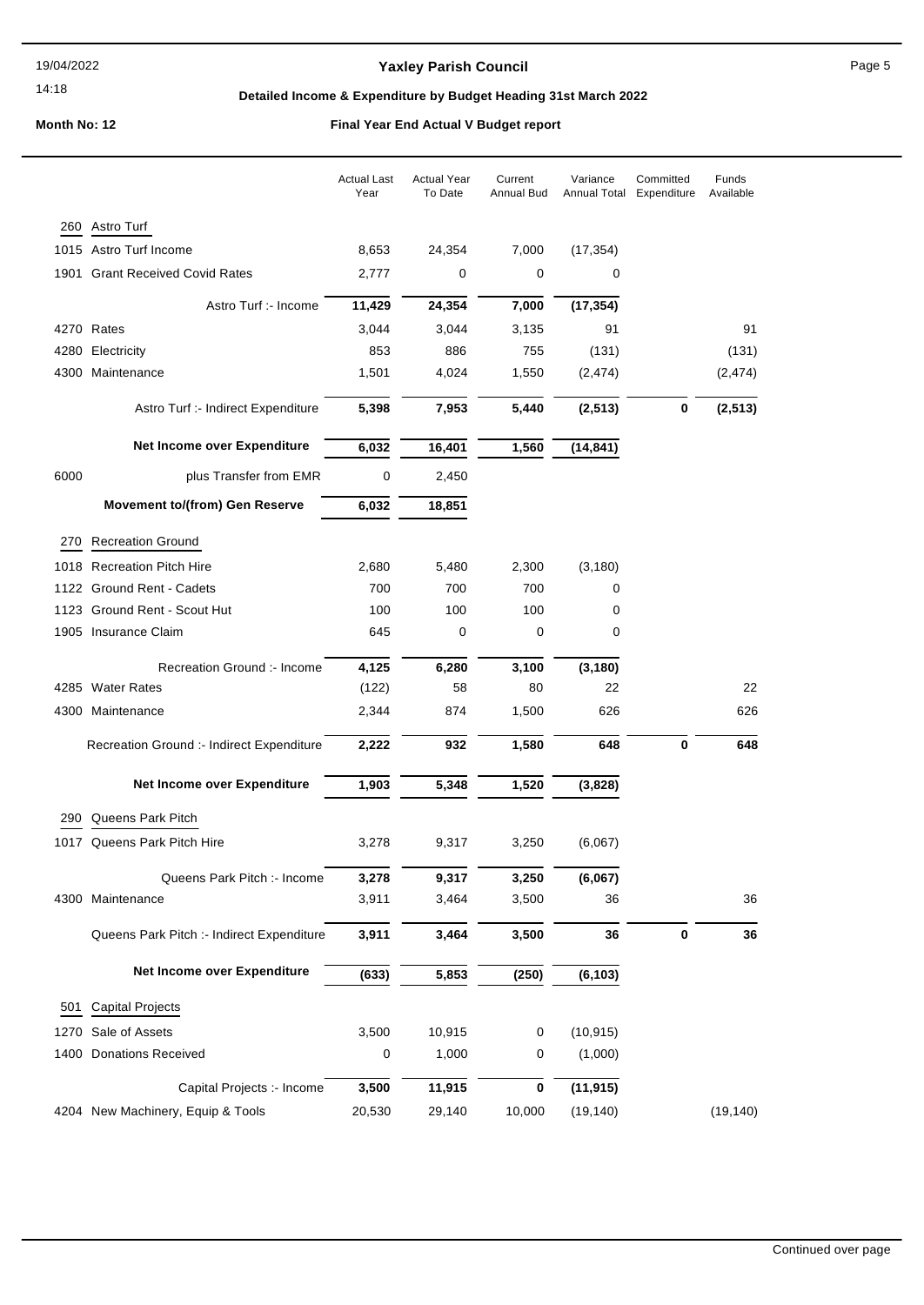# Yaxley Parish Council

## Detailed Income & Expenditure by Budget Heading 31st March 2022

**Month No: 12** **Final Year End Actual V Budget report**

| | | Actual Last Year | Actual Year To Date | Current Annual Bud | Variance Annual Total | Committed Expenditure | Funds Available |
|---|---|---|---|---|---|---|---|
| 260 | Astro Turf | | | | | | |
| 1015 | Astro Turf Income | 8,653 | 24,354 | 7,000 | (17,354) | | |
| 1901 | Grant Received Covid Rates | 2,777 | 0 | 0 | 0 | | |
| | Astro Turf :- Income | **11,429** | **24,354** | **7,000** | **(17,354)** | | |
| 4270 | Rates | 3,044 | 3,044 | 3,135 | 91 | | 91 |
| 4280 | Electricity | 853 | 886 | 755 | (131) | | (131) |
| 4300 | Maintenance | 1,501 | 4,024 | 1,550 | (2,474) | | (2,474) |
| | Astro Turf :- Indirect Expenditure | **5,398** | **7,953** | **5,440** | **(2,513)** | **0** | **(2,513)** |
| | **Net Income over Expenditure** | **6,032** | **16,401** | **1,560** | **(14,841)** | | |
| 6000 | plus Transfer from EMR | 0 | 2,450 | | | | |
| | **Movement to/(from) Gen Reserve** | **6,032** | **18,851** | | | | |
| 270 | Recreation Ground | | | | | | |
| 1018 | Recreation Pitch Hire | 2,680 | 5,480 | 2,300 | (3,180) | | |
| 1122 | Ground Rent - Cadets | 700 | 700 | 700 | 0 | | |
| 1123 | Ground Rent - Scout Hut | 100 | 100 | 100 | 0 | | |
| 1905 | Insurance Claim | 645 | 0 | 0 | 0 | | |
| | Recreation Ground :- Income | **4,125** | **6,280** | **3,100** | **(3,180)** | | |
| 4285 | Water Rates | (122) | 58 | 80 | 22 | | 22 |
| 4300 | Maintenance | 2,344 | 874 | 1,500 | 626 | | 626 |
| | Recreation Ground :- Indirect Expenditure | **2,222** | **932** | **1,580** | **648** | **0** | **648** |
| | **Net Income over Expenditure** | **1,903** | **5,348** | **1,520** | **(3,828)** | | |
| 290 | Queens Park Pitch | | | | | | |
| 1017 | Queens Park Pitch Hire | 3,278 | 9,317 | 3,250 | (6,067) | | |
| | Queens Park Pitch :- Income | **3,278** | **9,317** | **3,250** | **(6,067)** | | |
| 4300 | Maintenance | 3,911 | 3,464 | 3,500 | 36 | | 36 |
| | Queens Park Pitch :- Indirect Expenditure | **3,911** | **3,464** | **3,500** | **36** | **0** | **36** |
| | **Net Income over Expenditure** | **(633)** | **5,853** | **(250)** | **(6,103)** | | |
| 501 | Capital Projects | | | | | | |
| 1270 | Sale of Assets | 3,500 | 10,915 | 0 | (10,915) | | |
| 1400 | Donations Received | 0 | 1,000 | 0 | (1,000) | | |
| | Capital Projects :- Income | **3,500** | **11,915** | **0** | **(11,915)** | | |
| 4204 | New Machinery, Equip & Tools | 20,530 | 29,140 | 10,000 | (19,140) | | (19,140) |

Continued over page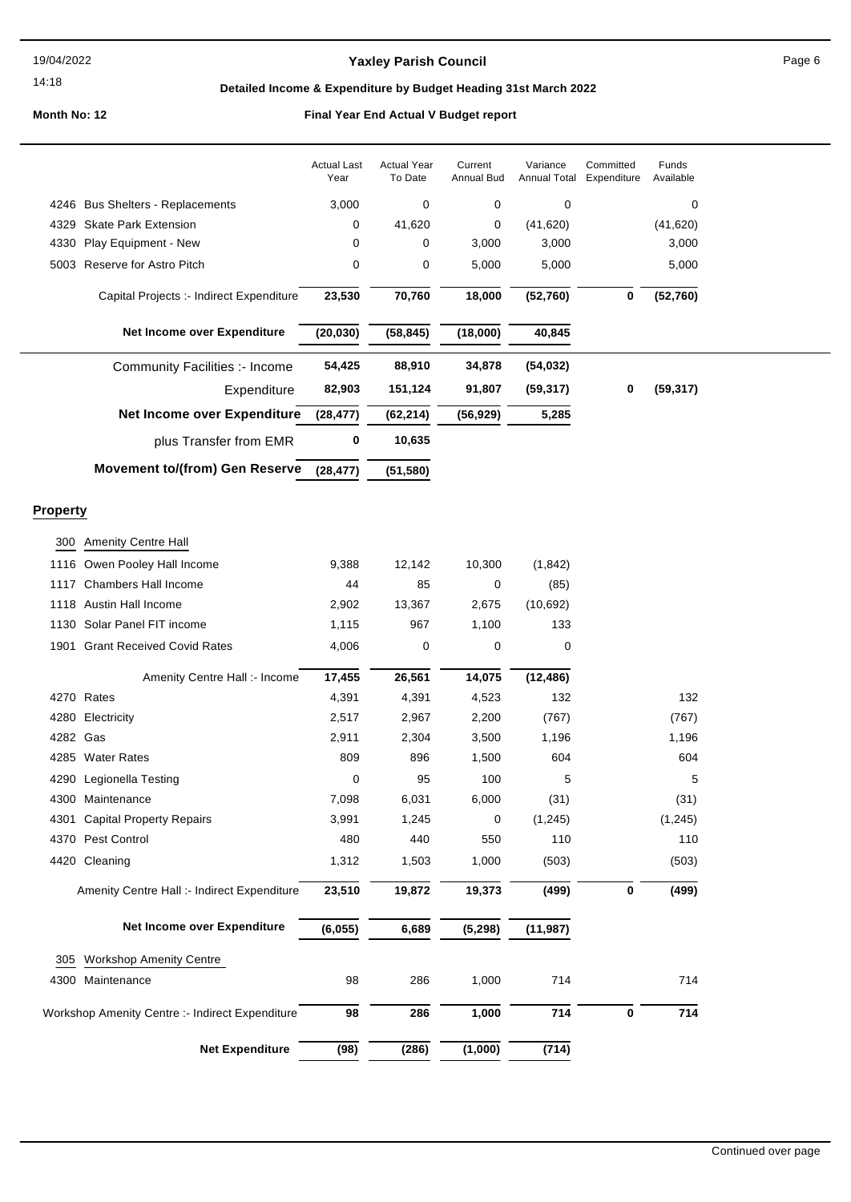## Yaxley Parish Council

**Detailed Income & Expenditure by Budget Heading 31st March 2022**

**Month No: 12** — **Final Year End Actual V Budget report**

| | | Actual Last Year | Actual Year To Date | Current Annual Bud | Variance Annual Total | Committed Expenditure | Funds Available |
|---|---|---|---|---|---|---|---|
| 4246 | Bus Shelters - Replacements | 3,000 | 0 | 0 | 0 | | 0 |
| 4329 | Skate Park Extension | 0 | 41,620 | 0 | (41,620) | | (41,620) |
| 4330 | Play Equipment - New | 0 | 0 | 3,000 | 3,000 | | 3,000 |
| 5003 | Reserve for Astro Pitch | 0 | 0 | 5,000 | 5,000 | | 5,000 |
| | Capital Projects :- Indirect Expenditure | **23,530** | **70,760** | **18,000** | **(52,760)** | **0** | **(52,760)** |
| | **Net Income over Expenditure** | **(20,030)** | **(58,845)** | **(18,000)** | **40,845** | | |
| | Community Facilities :- Income | **54,425** | **88,910** | **34,878** | **(54,032)** | | |
| | Expenditure | **82,903** | **151,124** | **91,807** | **(59,317)** | **0** | **(59,317)** |
| | **Net Income over Expenditure** | **(28,477)** | **(62,214)** | **(56,929)** | **5,285** | | |
| | plus Transfer from EMR | **0** | **10,635** | | | | |
| | **Movement to/(from) Gen Reserve** | **(28,477)** | **(51,580)** | | | | |

### Property

| | | Actual Last Year | Actual Year To Date | Current Annual Bud | Variance Annual Total | Committed Expenditure | Funds Available |
|---|---|---|---|---|---|---|---|
| 300 | Amenity Centre Hall | | | | | | |
| 1116 | Owen Pooley Hall Income | 9,388 | 12,142 | 10,300 | (1,842) | | |
| 1117 | Chambers Hall Income | 44 | 85 | 0 | (85) | | |
| 1118 | Austin Hall Income | 2,902 | 13,367 | 2,675 | (10,692) | | |
| 1130 | Solar Panel FIT income | 1,115 | 967 | 1,100 | 133 | | |
| 1901 | Grant Received Covid Rates | 4,006 | 0 | 0 | 0 | | |
| | Amenity Centre Hall :- Income | **17,455** | **26,561** | **14,075** | **(12,486)** | | |
| 4270 | Rates | 4,391 | 4,391 | 4,523 | 132 | | 132 |
| 4280 | Electricity | 2,517 | 2,967 | 2,200 | (767) | | (767) |
| 4282 | Gas | 2,911 | 2,304 | 3,500 | 1,196 | | 1,196 |
| 4285 | Water Rates | 809 | 896 | 1,500 | 604 | | 604 |
| 4290 | Legionella Testing | 0 | 95 | 100 | 5 | | 5 |
| 4300 | Maintenance | 7,098 | 6,031 | 6,000 | (31) | | (31) |
| 4301 | Capital Property Repairs | 3,991 | 1,245 | 0 | (1,245) | | (1,245) |
| 4370 | Pest Control | 480 | 440 | 550 | 110 | | 110 |
| 4420 | Cleaning | 1,312 | 1,503 | 1,000 | (503) | | (503) |
| | Amenity Centre Hall :- Indirect Expenditure | **23,510** | **19,872** | **19,373** | **(499)** | **0** | **(499)** |
| | **Net Income over Expenditure** | **(6,055)** | **6,689** | **(5,298)** | **(11,987)** | | |
| 305 | Workshop Amenity Centre | | | | | | |
| 4300 | Maintenance | 98 | 286 | 1,000 | 714 | | 714 |
| | Workshop Amenity Centre :- Indirect Expenditure | **98** | **286** | **1,000** | **714** | **0** | **714** |
| | **Net Expenditure** | **(98)** | **(286)** | **(1,000)** | **(714)** | | |

Continued over page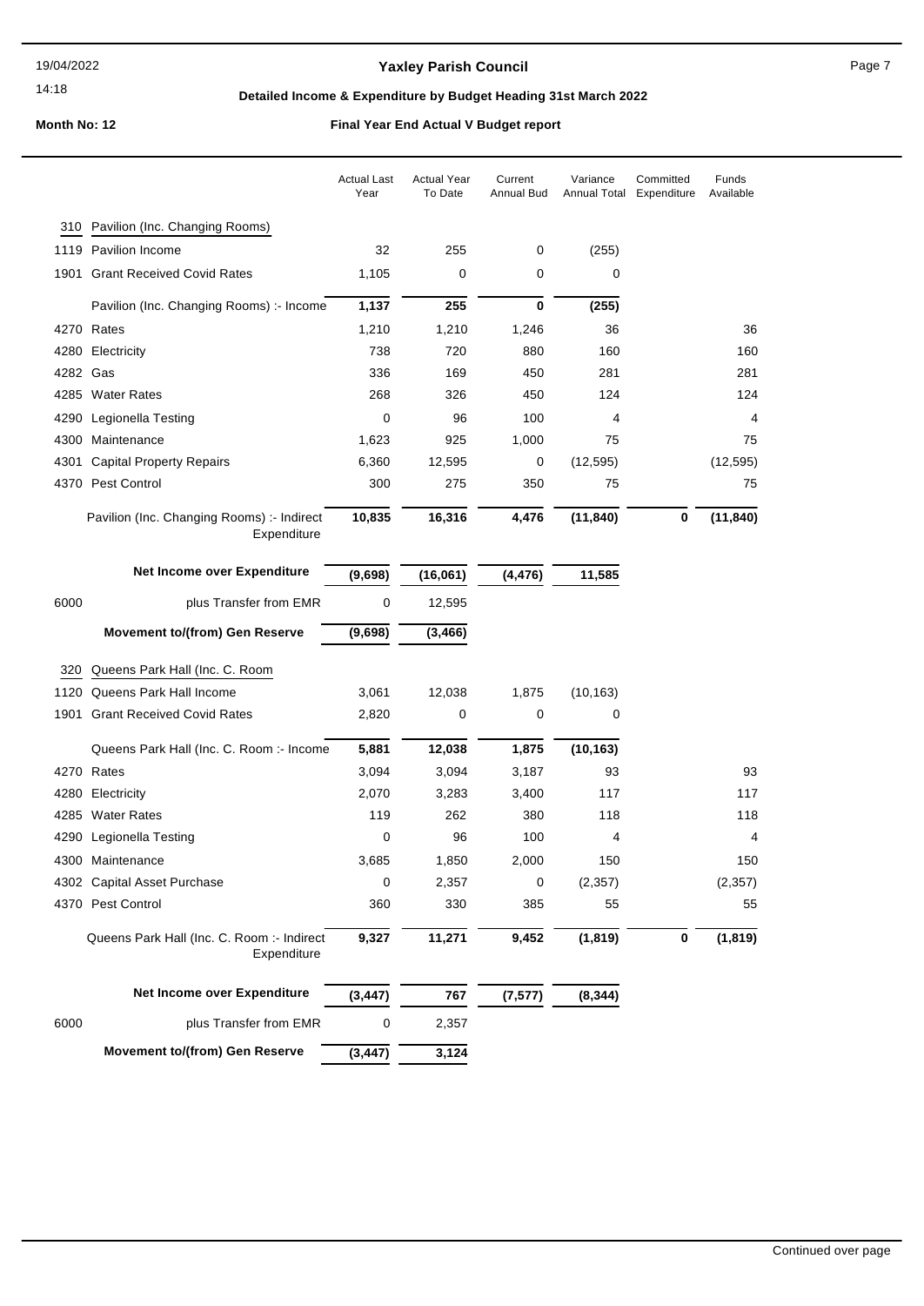# Yaxley Parish Council

## Detailed Income & Expenditure by Budget Heading 31st March 2022

**Month No: 12** — **Final Year End Actual V Budget report**

| | | Actual Last Year | Actual Year To Date | Current Annual Bud | Variance Annual Total | Committed Expenditure | Funds Available |
|---|---|---|---|---|---|---|---|
| 310 | Pavilion (Inc. Changing Rooms) | | | | | | |
| 1119 | Pavilion Income | 32 | 255 | 0 | (255) | | |
| 1901 | Grant Received Covid Rates | 1,105 | 0 | 0 | 0 | | |
| | Pavilion (Inc. Changing Rooms) :- Income | **1,137** | **255** | **0** | **(255)** | | |
| 4270 | Rates | 1,210 | 1,210 | 1,246 | 36 | | 36 |
| 4280 | Electricity | 738 | 720 | 880 | 160 | | 160 |
| 4282 | Gas | 336 | 169 | 450 | 281 | | 281 |
| 4285 | Water Rates | 268 | 326 | 450 | 124 | | 124 |
| 4290 | Legionella Testing | 0 | 96 | 100 | 4 | | 4 |
| 4300 | Maintenance | 1,623 | 925 | 1,000 | 75 | | 75 |
| 4301 | Capital Property Repairs | 6,360 | 12,595 | 0 | (12,595) | | (12,595) |
| 4370 | Pest Control | 300 | 275 | 350 | 75 | | 75 |
| | Pavilion (Inc. Changing Rooms) :- Indirect Expenditure | **10,835** | **16,316** | **4,476** | **(11,840)** | **0** | **(11,840)** |
| | **Net Income over Expenditure** | **(9,698)** | **(16,061)** | **(4,476)** | **11,585** | | |
| 6000 | plus Transfer from EMR | 0 | 12,595 | | | | |
| | **Movement to/(from) Gen Reserve** | **(9,698)** | **(3,466)** | | | | |
| 320 | Queens Park Hall (Inc. C. Room | | | | | | |
| 1120 | Queens Park Hall Income | 3,061 | 12,038 | 1,875 | (10,163) | | |
| 1901 | Grant Received Covid Rates | 2,820 | 0 | 0 | 0 | | |
| | Queens Park Hall (Inc. C. Room :- Income | **5,881** | **12,038** | **1,875** | **(10,163)** | | |
| 4270 | Rates | 3,094 | 3,094 | 3,187 | 93 | | 93 |
| 4280 | Electricity | 2,070 | 3,283 | 3,400 | 117 | | 117 |
| 4285 | Water Rates | 119 | 262 | 380 | 118 | | 118 |
| 4290 | Legionella Testing | 0 | 96 | 100 | 4 | | 4 |
| 4300 | Maintenance | 3,685 | 1,850 | 2,000 | 150 | | 150 |
| 4302 | Capital Asset Purchase | 0 | 2,357 | 0 | (2,357) | | (2,357) |
| 4370 | Pest Control | 360 | 330 | 385 | 55 | | 55 |
| | Queens Park Hall (Inc. C. Room :- Indirect Expenditure | **9,327** | **11,271** | **9,452** | **(1,819)** | **0** | **(1,819)** |
| | **Net Income over Expenditure** | **(3,447)** | **767** | **(7,577)** | **(8,344)** | | |
| 6000 | plus Transfer from EMR | 0 | 2,357 | | | | |
| | **Movement to/(from) Gen Reserve** | **(3,447)** | **3,124** | | | | |

Continued over page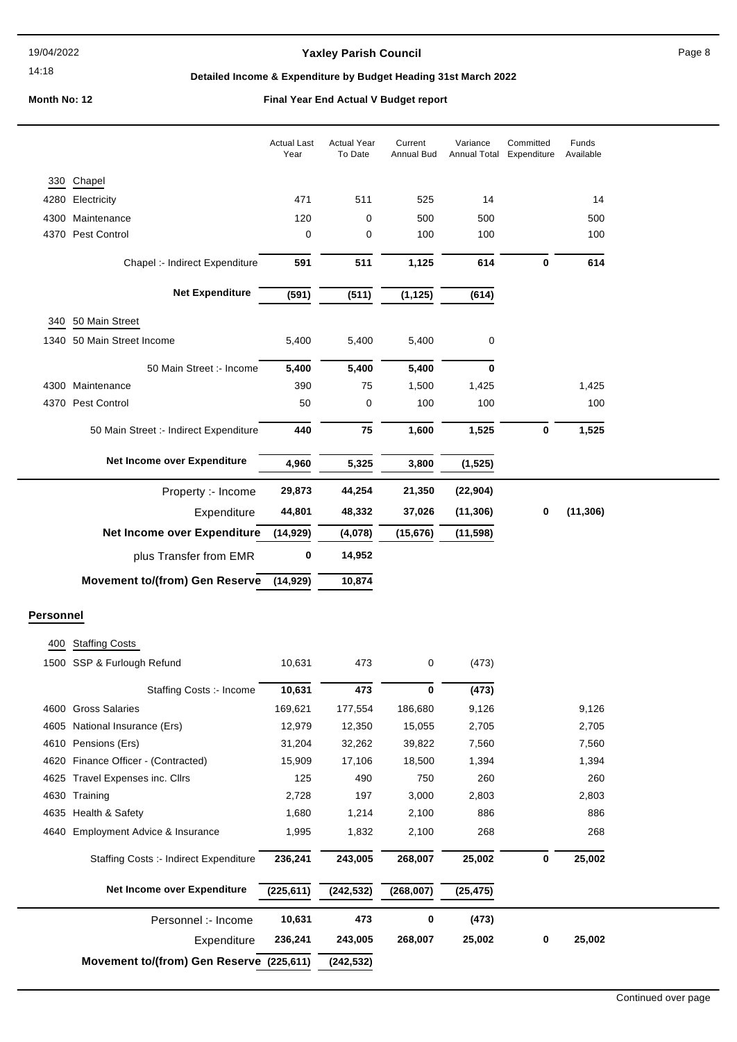**Yaxley Parish Council**

**Detailed Income & Expenditure by Budget Heading 31st March 2022**

**Month No: 12** | **Final Year End Actual V Budget report**

| | | Actual Last Year | Actual Year To Date | Current Annual Bud | Variance Annual Total | Committed Expenditure | Funds Available |
|---|---|---|---|---|---|---|---|
| 330 | Chapel | | | | | | |
| 4280 | Electricity | 471 | 511 | 525 | 14 | | 14 |
| 4300 | Maintenance | 120 | 0 | 500 | 500 | | 500 |
| 4370 | Pest Control | 0 | 0 | 100 | 100 | | 100 |
| | Chapel :- Indirect Expenditure | **591** | **511** | **1,125** | **614** | **0** | **614** |
| | **Net Expenditure** | **(591)** | **(511)** | **(1,125)** | **(614)** | | |
| 340 | 50 Main Street | | | | | | |
| 1340 | 50 Main Street Income | 5,400 | 5,400 | 5,400 | 0 | | |
| | 50 Main Street :- Income | **5,400** | **5,400** | **5,400** | **0** | | |
| 4300 | Maintenance | 390 | 75 | 1,500 | 1,425 | | 1,425 |
| 4370 | Pest Control | 50 | 0 | 100 | 100 | | 100 |
| | 50 Main Street :- Indirect Expenditure | **440** | **75** | **1,600** | **1,525** | **0** | **1,525** |
| | **Net Income over Expenditure** | **4,960** | **5,325** | **3,800** | **(1,525)** | | |
| | Property :- Income | **29,873** | **44,254** | **21,350** | **(22,904)** | | |
| | Expenditure | **44,801** | **48,332** | **37,026** | **(11,306)** | **0** | **(11,306)** |
| | **Net Income over Expenditure** | **(14,929)** | **(4,078)** | **(15,676)** | **(11,598)** | | |
| | plus Transfer from EMR | **0** | **14,952** | | | | |
| | **Movement to/(from) Gen Reserve** | **(14,929)** | **10,874** | | | | |

**Personnel**

| | | Actual Last Year | Actual Year To Date | Current Annual Bud | Variance Annual Total | Committed Expenditure | Funds Available |
|---|---|---|---|---|---|---|---|
| 400 | Staffing Costs | | | | | | |
| 1500 | SSP & Furlough Refund | 10,631 | 473 | 0 | (473) | | |
| | Staffing Costs :- Income | **10,631** | **473** | **0** | **(473)** | | |
| 4600 | Gross Salaries | 169,621 | 177,554 | 186,680 | 9,126 | | 9,126 |
| 4605 | National Insurance (Ers) | 12,979 | 12,350 | 15,055 | 2,705 | | 2,705 |
| 4610 | Pensions (Ers) | 31,204 | 32,262 | 39,822 | 7,560 | | 7,560 |
| 4620 | Finance Officer - (Contracted) | 15,909 | 17,106 | 18,500 | 1,394 | | 1,394 |
| 4625 | Travel Expenses inc. Cllrs | 125 | 490 | 750 | 260 | | 260 |
| 4630 | Training | 2,728 | 197 | 3,000 | 2,803 | | 2,803 |
| 4635 | Health & Safety | 1,680 | 1,214 | 2,100 | 886 | | 886 |
| 4640 | Employment Advice & Insurance | 1,995 | 1,832 | 2,100 | 268 | | 268 |
| | Staffing Costs :- Indirect Expenditure | **236,241** | **243,005** | **268,007** | **25,002** | **0** | **25,002** |
| | **Net Income over Expenditure** | **(225,611)** | **(242,532)** | **(268,007)** | **(25,475)** | | |
| | Personnel :- Income | **10,631** | **473** | **0** | **(473)** | | |
| | Expenditure | **236,241** | **243,005** | **268,007** | **25,002** | **0** | **25,002** |
| | **Movement to/(from) Gen Reserve** | **(225,611)** | **(242,532)** | | | | |

Continued over page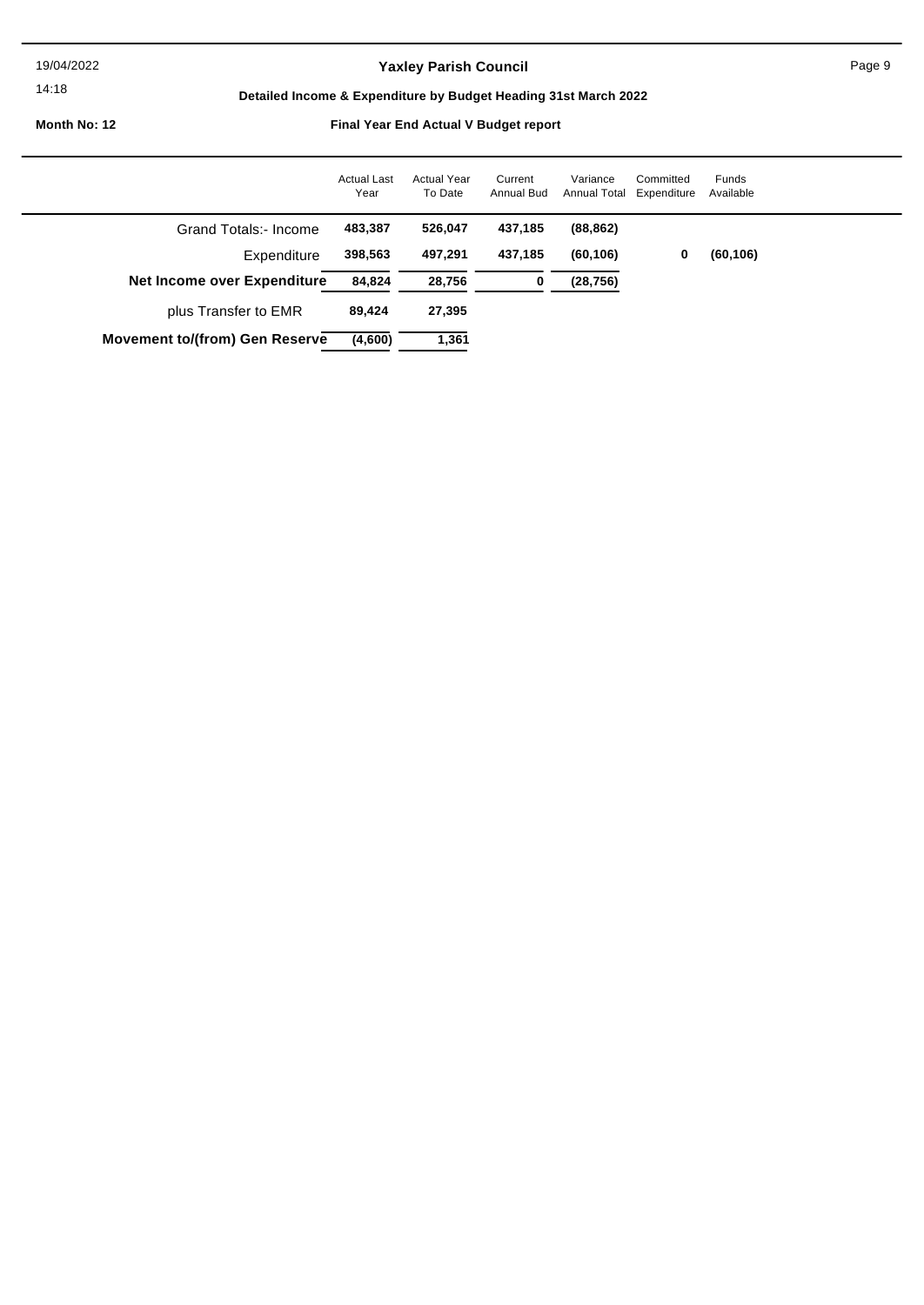# Yaxley Parish Council

## Detailed Income & Expenditure by Budget Heading 31st March 2022

**Month No: 12**

### Final Year End Actual V Budget report

| | Actual Last Year | Actual Year To Date | Current Annual Bud | Variance Annual Total | Committed Expenditure | Funds Available |
|---|---|---|---|---|---|---|
| Grand Totals:- Income | **483,387** | **526,047** | **437,185** | **(88,862)** | | |
| Expenditure | **398,563** | **497,291** | **437,185** | **(60,106)** | **0** | **(60,106)** |
| **Net Income over Expenditure** | **84,824** | **28,756** | **0** | **(28,756)** | | |
| plus Transfer to EMR | **89,424** | **27,395** | | | | |
| **Movement to/(from) Gen Reserve** | **(4,600)** | **1,361** | | | | |